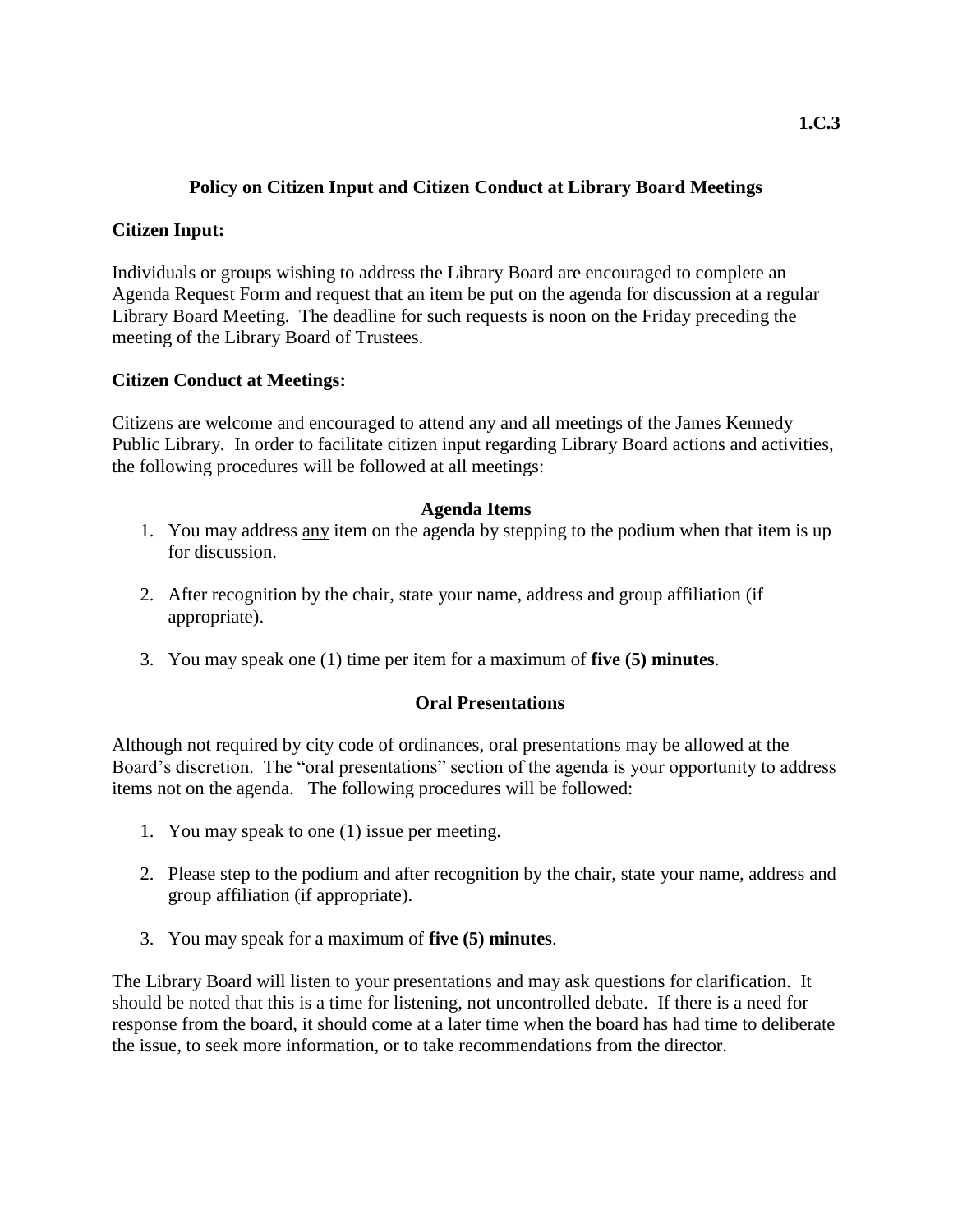1.C.3

# Policy on Citizen Input and Citizen Conduct at Library Board Meetings

## Citizen Input:

Individuals or groups wishing to address the Library Board are encouraged to complete an Agenda Request Form and request that an item be put on the agenda for discussion at a regular Library Board Meeting. The deadline for such requests is noon on the Friday preceding the meeting of the Library Board of Trustees.

## Citizen Conduct at Meetings:

Citizens are welcome and encouraged to attend any and all meetings of the James Kennedy Public Library. In order to facilitate citizen input regarding Library Board actions and activities, the following procedures will be followed at all meetings:

### Agenda Items

1. You may address <u>any</u> item on the agenda by stepping to the podium when that item is up for discussion.
2. After recognition by the chair, state your name, address and group affiliation (if appropriate).
3. You may speak one (1) time per item for a maximum of **five (5) minutes**.

### Oral Presentations

Although not required by city code of ordinances, oral presentations may be allowed at the Board's discretion. The "oral presentations" section of the agenda is your opportunity to address items not on the agenda. The following procedures will be followed:

1. You may speak to one (1) issue per meeting.
2. Please step to the podium and after recognition by the chair, state your name, address and group affiliation (if appropriate).
3. You may speak for a maximum of **five (5) minutes**.

The Library Board will listen to your presentations and may ask questions for clarification. It should be noted that this is a time for listening, not uncontrolled debate. If there is a need for response from the board, it should come at a later time when the board has had time to deliberate the issue, to seek more information, or to take recommendations from the director.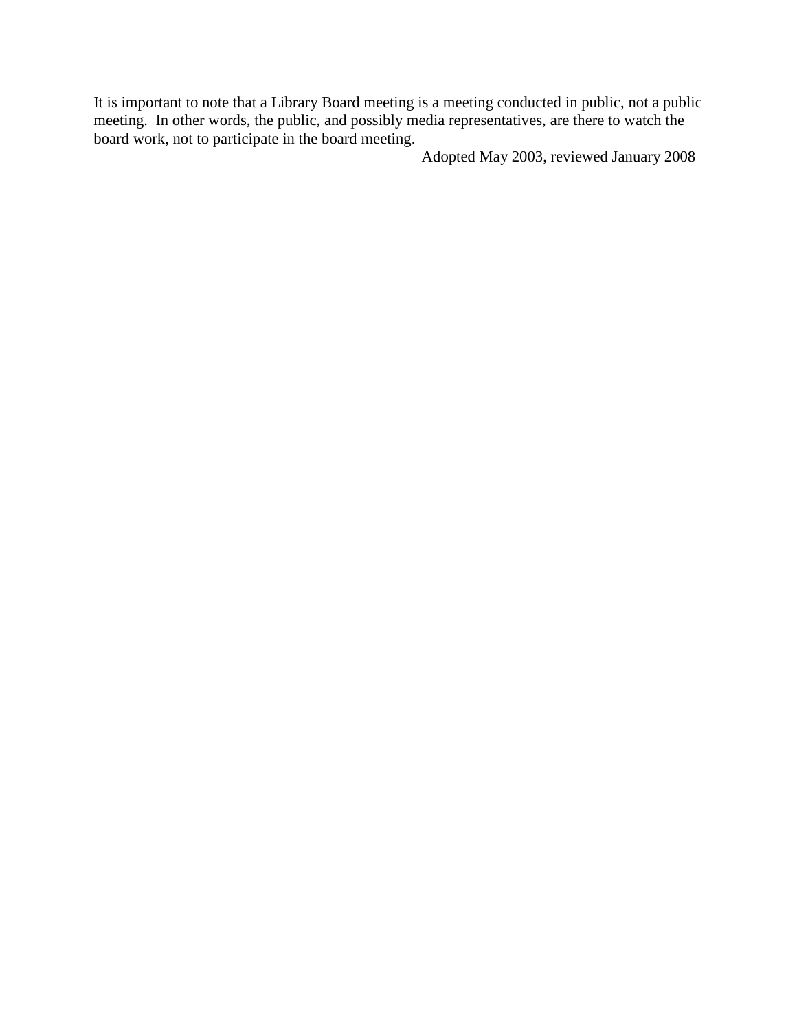It is important to note that a Library Board meeting is a meeting conducted in public, not a public meeting. In other words, the public, and possibly media representatives, are there to watch the board work, not to participate in the board meeting.

Adopted May 2003, reviewed January 2008